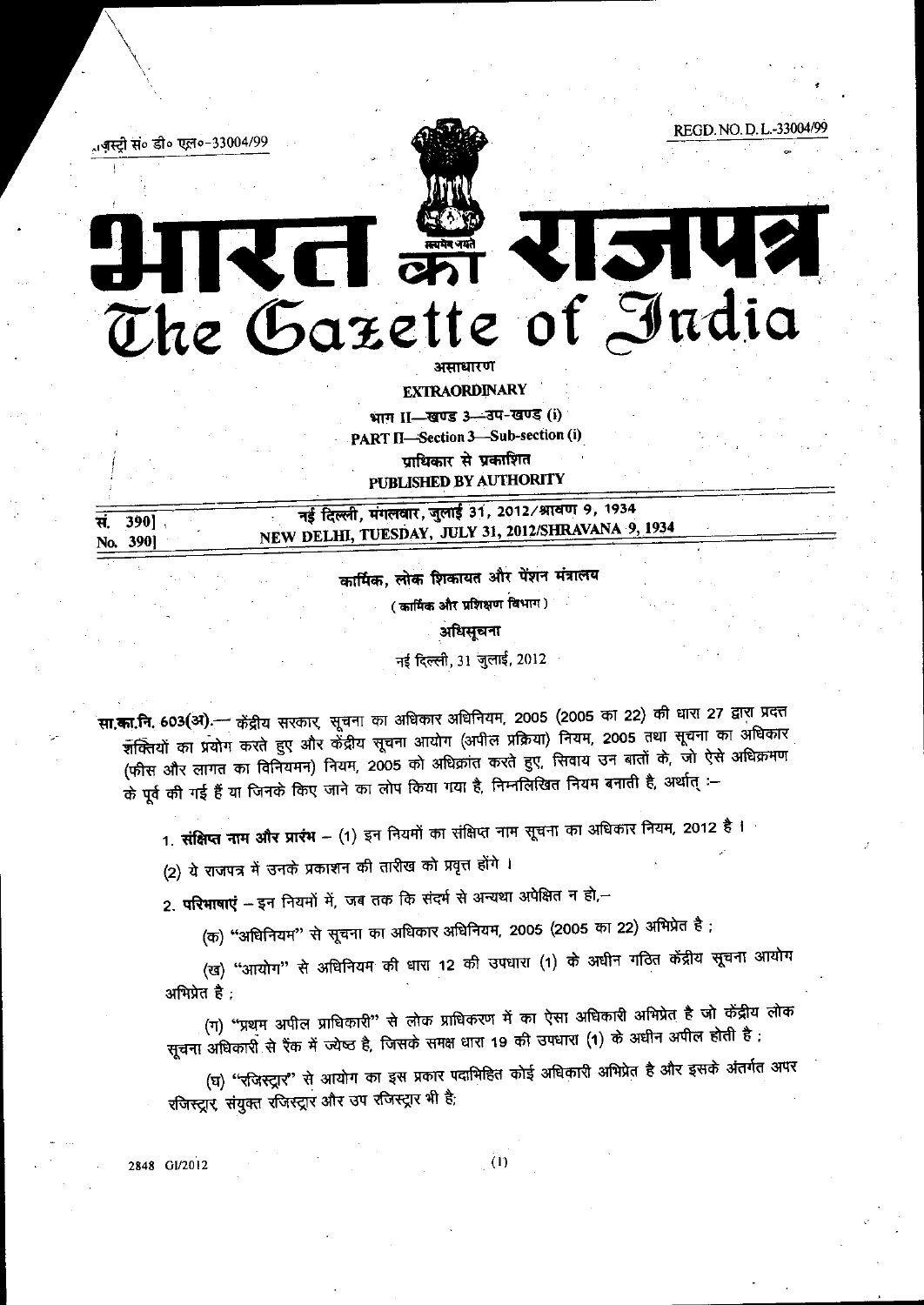रजिस्ट्री सं० डी० एल०-33004/99

REGD. NO. D. L.-33004/99

# भारत का राजपत्र
# The Gazette of India

असाधारण

**EXTRAORDINARY**

भाग II—खण्ड 3—उप-खण्ड (i)

**PART II—Section 3—Sub-section (i)**

प्राधिकार से प्रकाशित

**PUBLISHED BY AUTHORITY**

| सं. 390] | नई दिल्ली, मंगलवार, जुलाई 31, 2012/श्रावण 9, 1934 |
|---|---|
| No. 390] | NEW DELHI, TUESDAY, JULY 31, 2012/SHRAVANA 9, 1934 |

## कार्मिक, लोक शिकायत और पेंशन मंत्रालय

(कार्मिक और प्रशिक्षण विभाग)

### अधिसूचना

नई दिल्ली, 31 जुलाई, 2012

**सा.का.नि. 603(अ).**— केंद्रीय सरकार, सूचना का अधिकार अधिनियम, 2005 (2005 का 22) की धारा 27 द्वारा प्रदत्त शक्तियों का प्रयोग करते हुए और केंद्रीय सूचना आयोग (अपील प्रक्रिया) नियम, 2005 तथा सूचना का अधिकार (फीस और लागत का विनियमन) नियम, 2005 को अधिक्रांत करते हुए, सिवाय उन बातों के, जो ऐसे अधिक्रमण के पूर्व की गई हैं या जिनके किए जाने का लोप किया गया है, निम्नलिखित नियम बनाती है, अर्थात् :—

1. **संक्षिप्त नाम और प्रारंभ** – (1) इन नियमों का संक्षिप्त नाम सूचना का अधिकार नियम, 2012 है ।

(2) ये राजपत्र में उनके प्रकाशन की तारीख को प्रवृत्त होंगे ।

2. **परिभाषाएं** – इन नियमों में, जब तक कि संदर्भ से अन्यथा अपेक्षित न हो,—

(क) "अधिनियम" से सूचना का अधिकार अधिनियम, 2005 (2005 का 22) अभिप्रेत है ;

(ख) "आयोग" से अधिनियम की धारा 12 की उपधारा (1) के अधीन गठित केंद्रीय सूचना आयोग अभिप्रेत है ;

(ग) "प्रथम अपील प्राधिकारी" से लोक प्राधिकरण में का ऐसा अधिकारी अभिप्रेत है जो केंद्रीय लोक सूचना अधिकारी से रैंक में ज्येष्ठ है, जिसके समक्ष धारा 19 की उपधारा (1) के अधीन अपील होती है ;

(घ) "रजिस्ट्रार" से आयोग का इस प्रकार पदाभिहित कोई अधिकारी अभिप्रेत है और इसके अंतर्गत अपर रजिस्ट्रार, संयुक्त रजिस्ट्रार और उप रजिस्ट्रार भी है;

2848 GI/2012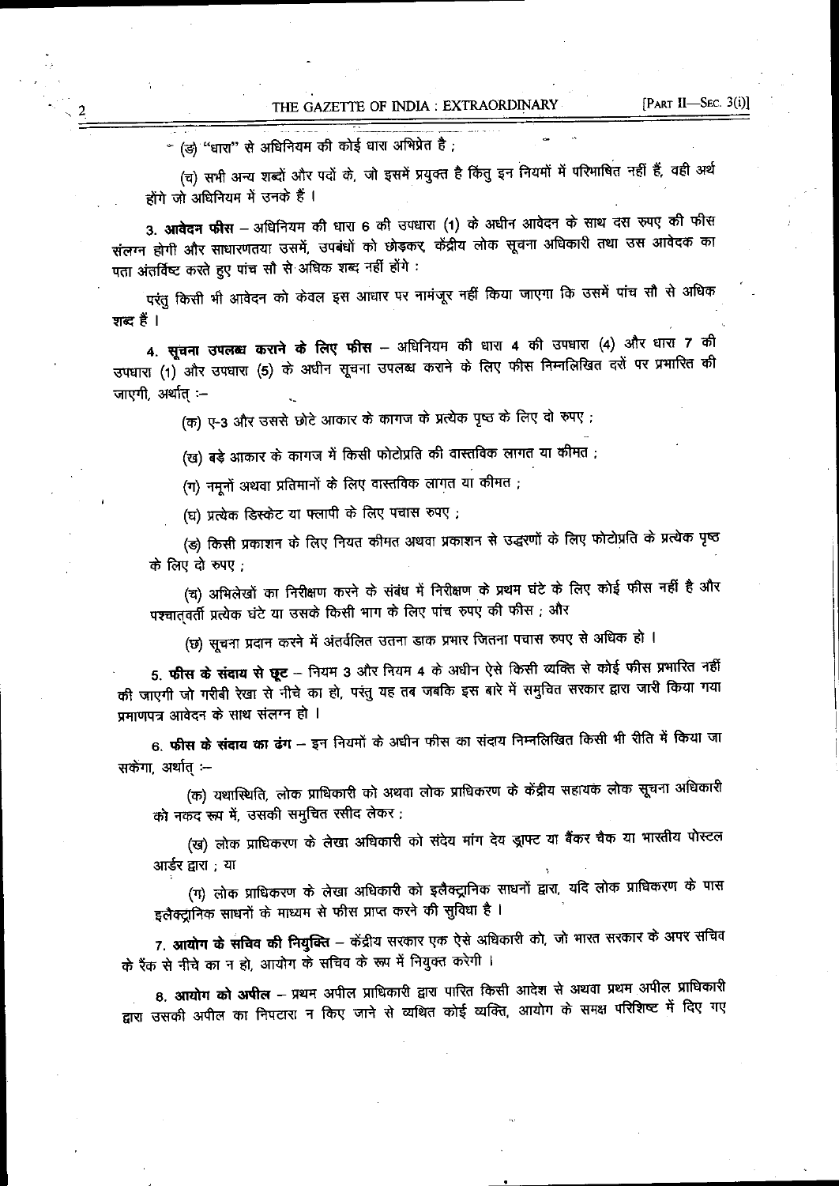(ङ) "धारा" से अधिनियम की कोई धारा अभिप्रेत है ;

(च) सभी अन्य शब्दों और पदों के, जो इसमें प्रयुक्त है किंतु इन नियमों में परिभाषित नहीं हैं, वही अर्थ होंगे जो अधिनियम में उनके हैं ।

**3. आवेदन फीस** – अधिनियम की धारा 6 की उपधारा (1) के अधीन आवेदन के साथ दस रुपए की फीस संलग्न होगी और साधारणतया उसमें, उपबंधों को छोड़कर, केंद्रीय लोक सूचना अधिकारी तथा उस आवेदक का पता अंतर्विष्ट करते हुए पांच सौ से अधिक शब्द नहीं होंगे :

परंतु किसी भी आवेदन को केवल इस आधार पर नामंजूर नहीं किया जाएगा कि उसमें पांच सौ से अधिक शब्द हैं ।

**4. सूचना उपलब्ध कराने के लिए फीस** – अधिनियम की धारा 4 की उपधारा (4) और धारा 7 की उपधारा (1) और उपधारा (5) के अधीन सूचना उपलब्ध कराने के लिए फीस निम्नलिखित दरों पर प्रभारित की जाएगी, अर्थात् :–

(क) ए-3 और उससे छोटे आकार के कागज के प्रत्येक पृष्ठ के लिए दो रुपए ;

(ख) बड़े आकार के कागज में किसी फोटोप्रति की वास्तविक लागत या कीमत ;

(ग) नमूनों अथवा प्रतिमानों के लिए वास्तविक लागत या कीमत ;

(घ) प्रत्येक डिस्केट या फ्लापी के लिए पचास रुपए ;

(ङ) किसी प्रकाशन के लिए नियत कीमत अथवा प्रकाशन से उद्धरणों के लिए फोटोप्रति के प्रत्येक पृष्ठ के लिए दो रुपए ;

(च) अभिलेखों का निरीक्षण करने के संबंध में निरीक्षण के प्रथम घंटे के लिए कोई फीस नहीं है और पश्चात्वर्ती प्रत्येक घंटे या उसके किसी भाग के लिए पांच रुपए की फीस ; और

(छ) सूचना प्रदान करने में अंतर्वलित उतना डाक प्रभार जितना पचास रुपए से अधिक हो ।

**5. फीस के संदाय से छूट** – नियम 3 और नियम 4 के अधीन ऐसे किसी व्यक्ति से कोई फीस प्रभारित नहीं की जाएगी जो गरीबी रेखा से नीचे का हो, परंतु यह तब जबकि इस बारे में समुचित सरकार द्वारा जारी किया गया प्रमाणपत्र आवेदन के साथ संलग्न हो ।

**6. फीस के संदाय का ढंग** – इन नियमों के अधीन फीस का संदाय निम्नलिखित किसी भी रीति में किया जा सकेगा, अर्थात् :–

(क) यथास्थिति, लोक प्राधिकारी को अथवा लोक प्राधिकरण के केंद्रीय सहायक लोक सूचना अधिकारी को नकद रूप में, उसकी समुचित रसीद लेकर ;

(ख) लोक प्राधिकरण के लेखा अधिकारी को संदेय मांग देय ड्राफ्ट या बैंकर चैक या भारतीय पोस्टल आर्डर द्वारा ; या

(ग) लोक प्राधिकरण के लेखा अधिकारी को इलैक्ट्रानिक साधनों द्वारा, यदि लोक प्राधिकरण के पास इलैक्ट्रानिक साधनों के माध्यम से फीस प्राप्त करने की सुविधा है ।

**7. आयोग के सचिव की नियुक्ति** – केंद्रीय सरकार एक ऐसे अधिकारी को, जो भारत सरकार के अपर सचिव के रैंक से नीचे का न हो, आयोग के सचिव के रूप में नियुक्त करेगी ।

**8. आयोग को अपील** – प्रथम अपील प्राधिकारी द्वारा पारित किसी आदेश से अथवा प्रथम अपील प्राधिकारी द्वारा उसकी अपील का निपटारा न किए जाने से व्यथित कोई व्यक्ति, आयोग के समक्ष परिशिष्ट में दिए गए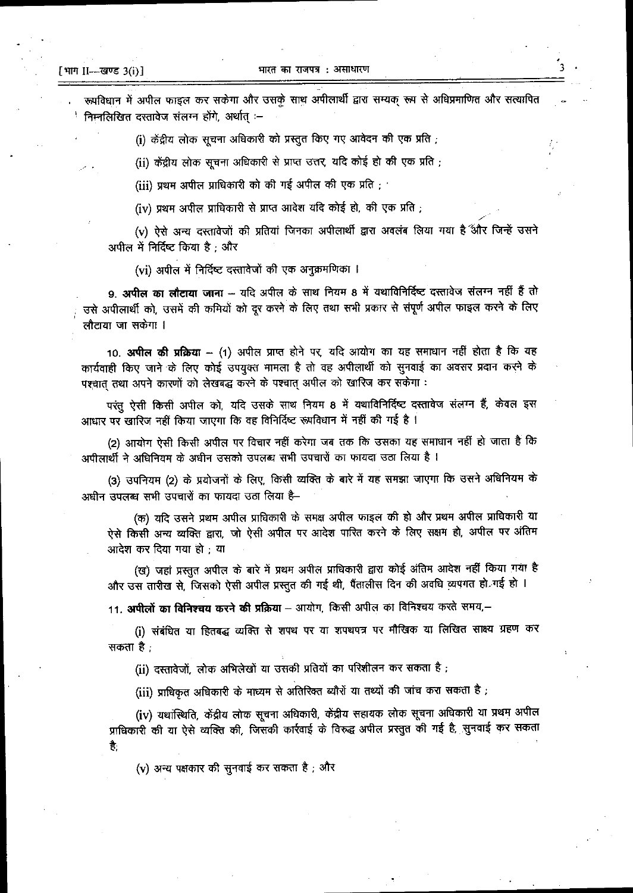रूपविधान में अपील फाइल कर सकेगा और उसके साथ अपीलार्थी द्वारा सम्यक् रूप से अधिप्रमाणित और सत्यापित निम्नलिखित दस्तावेज संलग्न होंगे, अर्थात् :—

(i) केंद्रीय लोक सूचना अधिकारी को प्रस्तुत किए गए आवेदन की एक प्रति ;

(ii) केंद्रीय लोक सूचना अधिकारी से प्राप्त उत्तर, यदि कोई हो की एक प्रति ;

(iii) प्रथम अपील प्राधिकारी को की गई अपील की एक प्रति ;

(iv) प्रथम अपील प्राधिकारी से प्राप्त आदेश यदि कोई हो, की एक प्रति ;

(v) ऐसे अन्य दस्तावेजों की प्रतियां जिनका अपीलार्थी द्वारा अवलंब लिया गया है और जिन्हें उसने अपील में निर्दिष्ट किया है ; और

(vi) अपील में निर्दिष्ट दस्तावेजों की एक अनुक्रमणिका ।

9. **अपील का लौटाया जाना** — यदि अपील के साथ नियम 8 में यथाविनिर्दिष्ट दस्तावेज संलग्न नहीं हैं तो उसे अपीलार्थी को, उसमें की कमियों को दूर करने के लिए तथा सभी प्रकार से संपूर्ण अपील फाइल करने के लिए लौटाया जा सकेगा ।

10. **अपील की प्रक्रिया** — (1) अपील प्राप्त होने पर, यदि आयोग का यह समाधान नहीं होता है कि यह कार्यवाही किए जाने के लिए कोई उपयुक्त मामला है तो वह अपीलार्थी को सुनवाई का अवसर प्रदान करने के पश्चात् तथा अपने कारणों को लेखबद्ध करने के पश्चात् अपील को खारिज कर सकेगा :

परंतु ऐसी किसी अपील को, यदि उसके साथ नियम 8 में यथाविनिर्दिष्ट दस्तावेज संलग्न हैं, केवल इस आधार पर खारिज नहीं किया जाएगा कि वह विनिर्दिष्ट रूपविधान में नहीं की गई है ।

(2) आयोग ऐसी किसी अपील पर विचार नहीं करेगा जब तक कि उसका यह समाधान नहीं हो जाता है कि अपीलार्थी ने अधिनियम के अधीन उसको उपलब्ध सभी उपचारों का फायदा उठा लिया है ।

(3) उपनियम (2) के प्रयोजनों के लिए, किसी व्यक्ति के बारे में यह समझा जाएगा कि उसने अधिनियम के अधीन उपलब्ध सभी उपचारों का फायदा उठा लिया है—

(क) यदि उसने प्रथम अपील प्राधिकारी के समक्ष अपील फाइल की हो और प्रथम अपील प्राधिकारी या ऐसे किसी अन्य व्यक्ति द्वारा, जो ऐसी अपील पर आदेश पारित करने के लिए सक्षम हो, अपील पर अंतिम आदेश कर दिया गया हो ; या

(ख) जहां प्रस्तुत अपील के बारे में प्रथम अपील प्राधिकारी द्वारा कोई अंतिम आदेश नहीं किया गया है और उस तारीख से, जिसको ऐसी अपील प्रस्तुत की गई थी, पैंतालीस दिन की अवधि व्यपगत हो गई हो ।

11. **अपीलों का विनिश्चय करने की प्रक्रिया** — आयोग, किसी अपील का विनिश्चय करते समय,—

(i) संबंधित या हितबद्ध व्यक्ति से शपथ पर या शपथपत्र पर मौखिक या लिखित साक्ष्य ग्रहण कर सकता है ;

(ii) दस्तावेजों, लोक अभिलेखों या उसकी प्रतियों का परिशीलन कर सकता है ;

(iii) प्राधिकृत अधिकारी के माध्यम से अतिरिक्त ब्यौरों या तथ्यों की जांच करा सकता है ;

(iv) यथास्थिति, केंद्रीय लोक सूचना अधिकारी, केंद्रीय सहायक लोक सूचना अधिकारी या प्रथम अपील प्राधिकारी की या ऐसे व्यक्ति की, जिसकी कार्रवाई के विरुद्ध अपील प्रस्तुत की गई है, सुनवाई कर सकता है;

(v) अन्य पक्षकार की सुनवाई कर सकता है ; और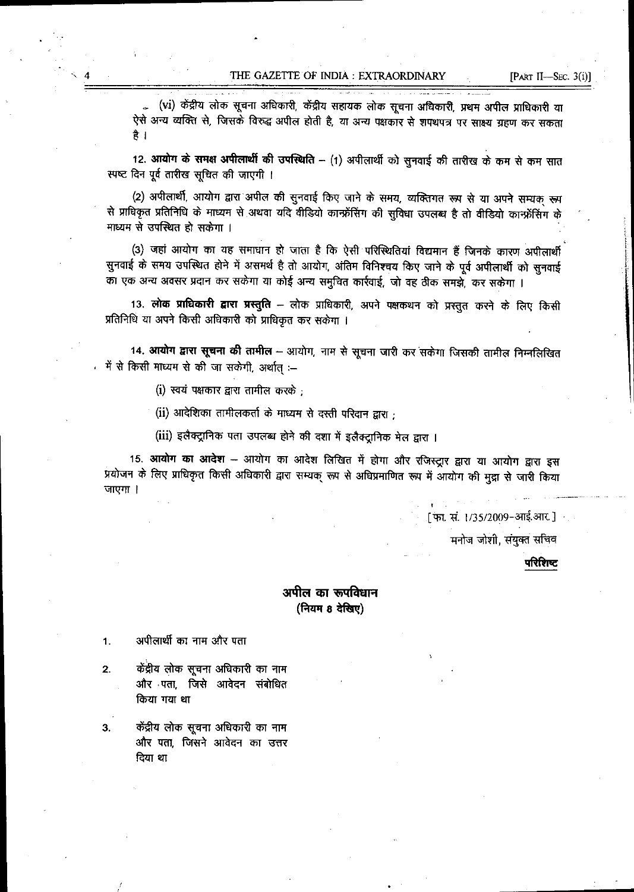(vi) केंद्रीय लोक सूचना अधिकारी, केंद्रीय सहायक लोक सूचना अधिकारी, प्रथम अपील प्राधिकारी या ऐसे अन्य व्यक्ति से, जिसके विरुद्ध अपील होती है, या अन्य पक्षकार से शपथपत्र पर साक्ष्य ग्रहण कर सकता है ।

12. **आयोग के समक्ष अपीलार्थी की उपस्थिति** – (1) अपीलार्थी को सुनवाई की तारीख के कम से कम सात स्पष्ट दिन पूर्व तारीख सूचित की जाएगी ।

(2) अपीलार्थी, आयोग द्वारा अपील की सुनवाई किए जाने के समय, व्यक्तिगत रूप से या अपने सम्यक् रूप से प्राधिकृत प्रतिनिधि के माध्यम से अथवा यदि वीडियो कान्फ्रेंसिंग की सुविधा उपलब्ध है तो वीडियो कान्फ्रेंसिंग के माध्यम से उपस्थित हो सकेगा ।

(3) जहां आयोग का यह समाधान हो जाता है कि ऐसी परिस्थितियां विद्यमान हैं जिनके कारण अपीलार्थी सुनवाई के समय उपस्थित होने में असमर्थ है तो आयोग, अंतिम विनिश्चय किए जाने के पूर्व अपीलार्थी को सुनवाई का एक अन्य अवसर प्रदान कर सकेगा या कोई अन्य समुचित कार्रवाई, जो वह ठीक समझे, कर सकेगा ।

13. **लोक प्राधिकारी द्वारा प्रस्तुति** – लोक प्राधिकारी, अपने पक्षकथन को प्रस्तुत करने के लिए किसी प्रतिनिधि या अपने किसी अधिकारी को प्राधिकृत कर सकेगा ।

14. **आयोग द्वारा सूचना की तामील** – आयोग, नाम से सूचना जारी कर सकेगा जिसकी तामील निम्नलिखित में से किसी माध्यम से की जा सकेगी, अर्थात् :–

(i) स्वयं पक्षकार द्वारा तामील करके ;

(ii) आदेशिका तामीलकर्ता के माध्यम से दस्ती परिदान द्वारा ;

(iii) इलैक्ट्रानिक पता उपलब्ध होने की दशा में इलैक्ट्रानिक मेल द्वारा ।

15. **आयोग का आदेश** – आयोग का आदेश लिखित में होगा और रजिस्ट्रार द्वारा या आयोग द्वारा इस प्रयोजन के लिए प्राधिकृत किसी अधिकारी द्वारा सम्यक् रूप से अधिप्रमाणित रूप में आयोग की मुद्रा से जारी किया जाएगा ।

[फा. सं. 1/35/2009-आई.आर.]

मनोज जोशी, संयुक्त सचिव

**परिशिष्ट**

## अपील का रूपविधान
### (नियम 8 देखिए)

1. अपीलार्थी का नाम और पता
2. केंद्रीय लोक सूचना अधिकारी का नाम और पता, जिसे आवेदन संबोधित किया गया था
3. केंद्रीय लोक सूचना अधिकारी का नाम और पता, जिसने आवेदन का उत्तर दिया था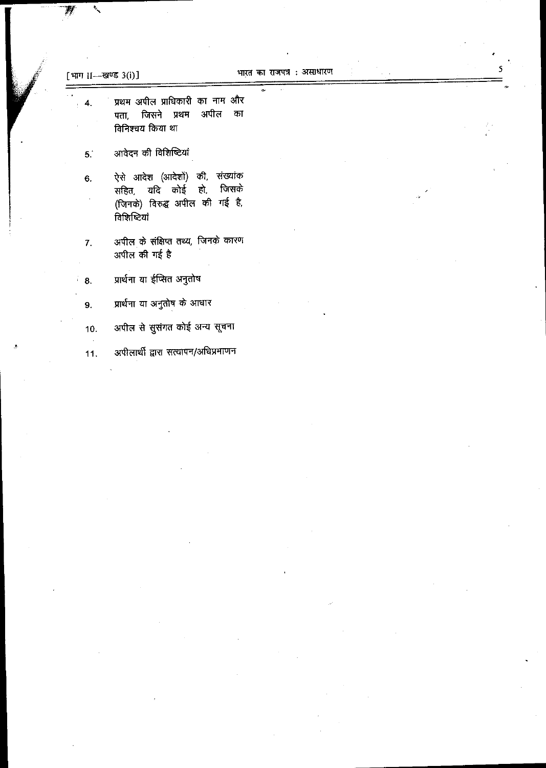4. प्रथम अपील प्राधिकारी का नाम और पता, जिसने प्रथम अपील का विनिश्चय किया था

5. आवेदन की विशिष्टियां

6. ऐसे आदेश (आदेशों) की, संख्यांक सहित, यदि कोई हो, जिसके (जिनके) विरुद्ध अपील की गई है, विशिष्टियां

7. अपील के संक्षिप्त तथ्य, जिनके कारण अपील की गई है

8. प्रार्थना या ईप्सित अनुतोष

9. प्रार्थना या अनुतोष के आधार

10. अपील से सुसंगत कोई अन्य सूचना

11. अपीलार्थी द्वारा सत्यापन/अधिप्रमाणन